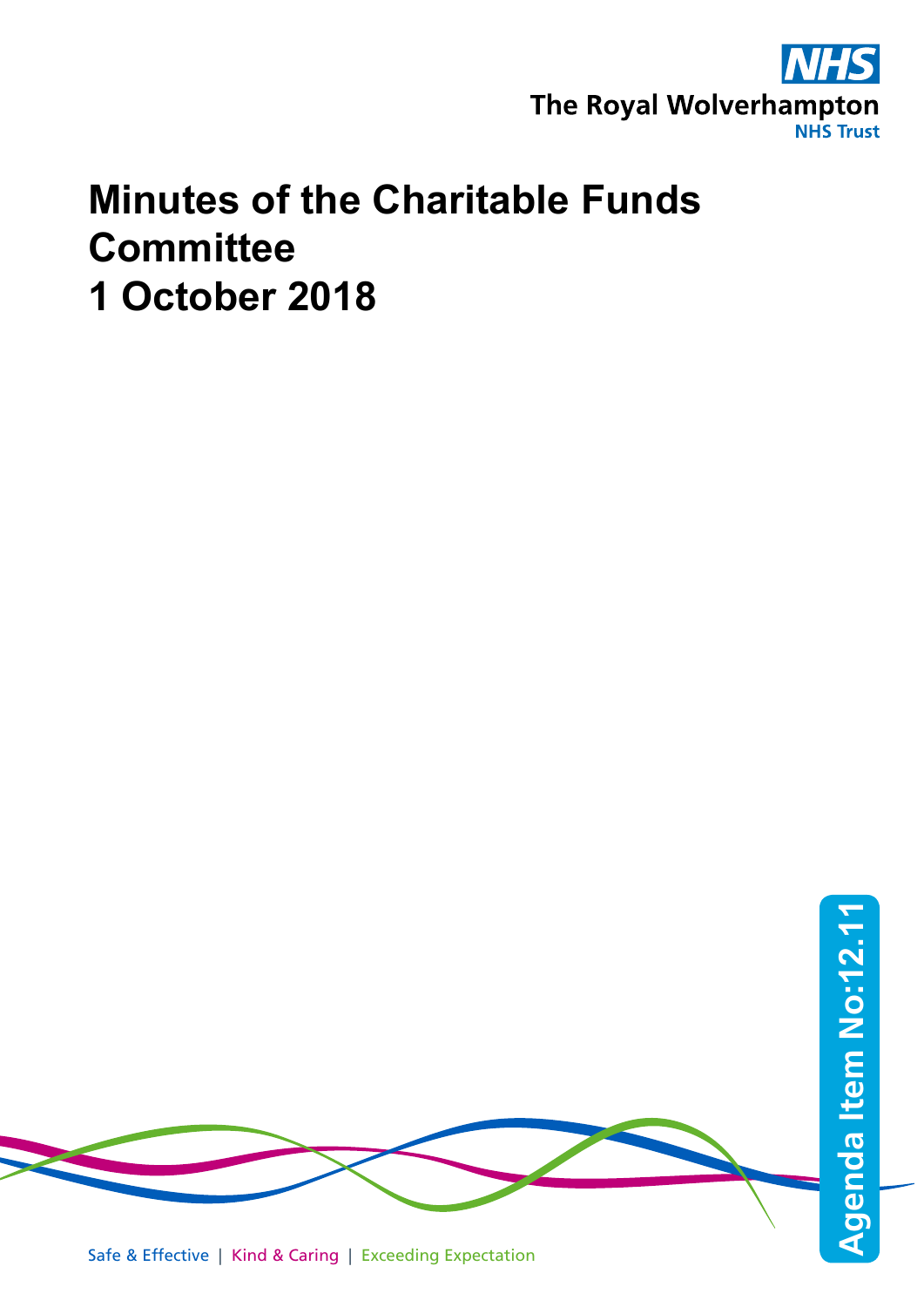NHS
The Royal Wolverhampton
NHS Trust

# Minutes of the Charitable Funds Committee
# 1 October 2018

Agenda Item No:12.11

Safe & Effective | Kind & Caring | Exceeding Expectation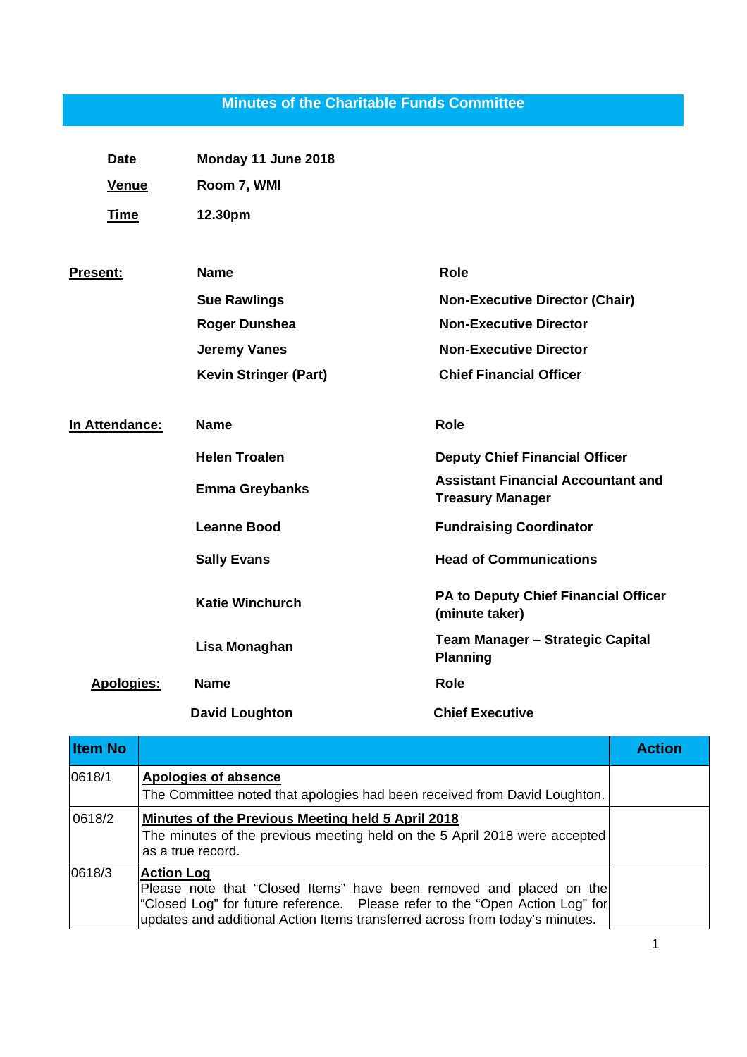# Minutes of the Charitable Funds Committee

| | |
|---|---|
| **Date** | **Monday 11 June 2018** |
| **Venue** | **Room 7, WMI** |
| **Time** | **12.30pm** |

**Present:**

| Name | Role |
|---|---|
| Sue Rawlings | Non-Executive Director (Chair) |
| Roger Dunshea | Non-Executive Director |
| Jeremy Vanes | Non-Executive Director |
| Kevin Stringer (Part) | Chief Financial Officer |

**In Attendance:**

| Name | Role |
|---|---|
| Helen Troalen | Deputy Chief Financial Officer |
| Emma Greybanks | Assistant Financial Accountant and Treasury Manager |
| Leanne Bood | Fundraising Coordinator |
| Sally Evans | Head of Communications |
| Katie Winchurch | PA to Deputy Chief Financial Officer (minute taker) |
| Lisa Monaghan | Team Manager – Strategic Capital Planning |

**Apologies:**

| Name | Role |
|---|---|
| David Loughton | Chief Executive |

| Item No | | Action |
|---|---|---|
| 0618/1 | **Apologies of absence**<br>The Committee noted that apologies had been received from David Loughton. | |
| 0618/2 | **Minutes of the Previous Meeting held 5 April 2018**<br>The minutes of the previous meeting held on the 5 April 2018 were accepted as a true record. | |
| 0618/3 | **Action Log**<br>Please note that "Closed Items" have been removed and placed on the "Closed Log" for future reference. Please refer to the "Open Action Log" for updates and additional Action Items transferred across from today's minutes. | |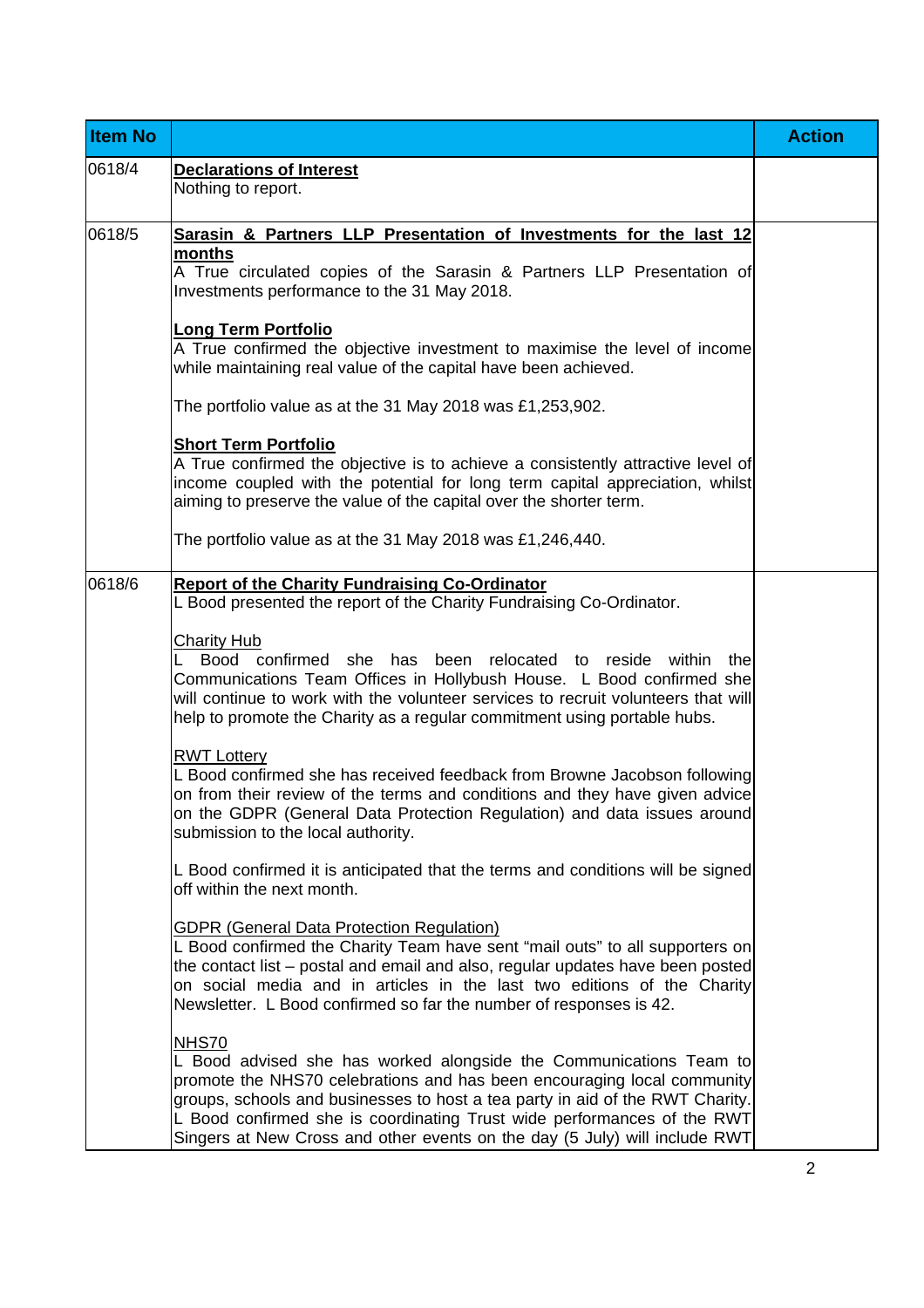| Item No | | Action |
|---|---|---|
| 0618/4 | **Declarations of Interest**<br>Nothing to report. | |
| 0618/5 | **Sarasin & Partners LLP Presentation of Investments for the last 12 months**<br>A True circulated copies of the Sarasin & Partners LLP Presentation of Investments performance to the 31 May 2018.<br><br>**Long Term Portfolio**<br>A True confirmed the objective investment to maximise the level of income while maintaining real value of the capital have been achieved.<br><br>The portfolio value as at the 31 May 2018 was £1,253,902.<br><br>**Short Term Portfolio**<br>A True confirmed the objective is to achieve a consistently attractive level of income coupled with the potential for long term capital appreciation, whilst aiming to preserve the value of the capital over the shorter term.<br><br>The portfolio value as at the 31 May 2018 was £1,246,440. | |
| 0618/6 | **Report of the Charity Fundraising Co-Ordinator**<br>L Bood presented the report of the Charity Fundraising Co-Ordinator.<br><br>Charity Hub<br>L Bood confirmed she has been relocated to reside within the Communications Team Offices in Hollybush House. L Bood confirmed she will continue to work with the volunteer services to recruit volunteers that will help to promote the Charity as a regular commitment using portable hubs.<br><br>RWT Lottery<br>L Bood confirmed she has received feedback from Browne Jacobson following on from their review of the terms and conditions and they have given advice on the GDPR (General Data Protection Regulation) and data issues around submission to the local authority.<br><br>L Bood confirmed it is anticipated that the terms and conditions will be signed off within the next month.<br><br>GDPR (General Data Protection Regulation)<br>L Bood confirmed the Charity Team have sent "mail outs" to all supporters on the contact list – postal and email and also, regular updates have been posted on social media and in articles in the last two editions of the Charity Newsletter. L Bood confirmed so far the number of responses is 42.<br><br>NHS70<br>L Bood advised she has worked alongside the Communications Team to promote the NHS70 celebrations and has been encouraging local community groups, schools and businesses to host a tea party in aid of the RWT Charity. L Bood confirmed she is coordinating Trust wide performances of the RWT Singers at New Cross and other events on the day (5 July) will include RWT | |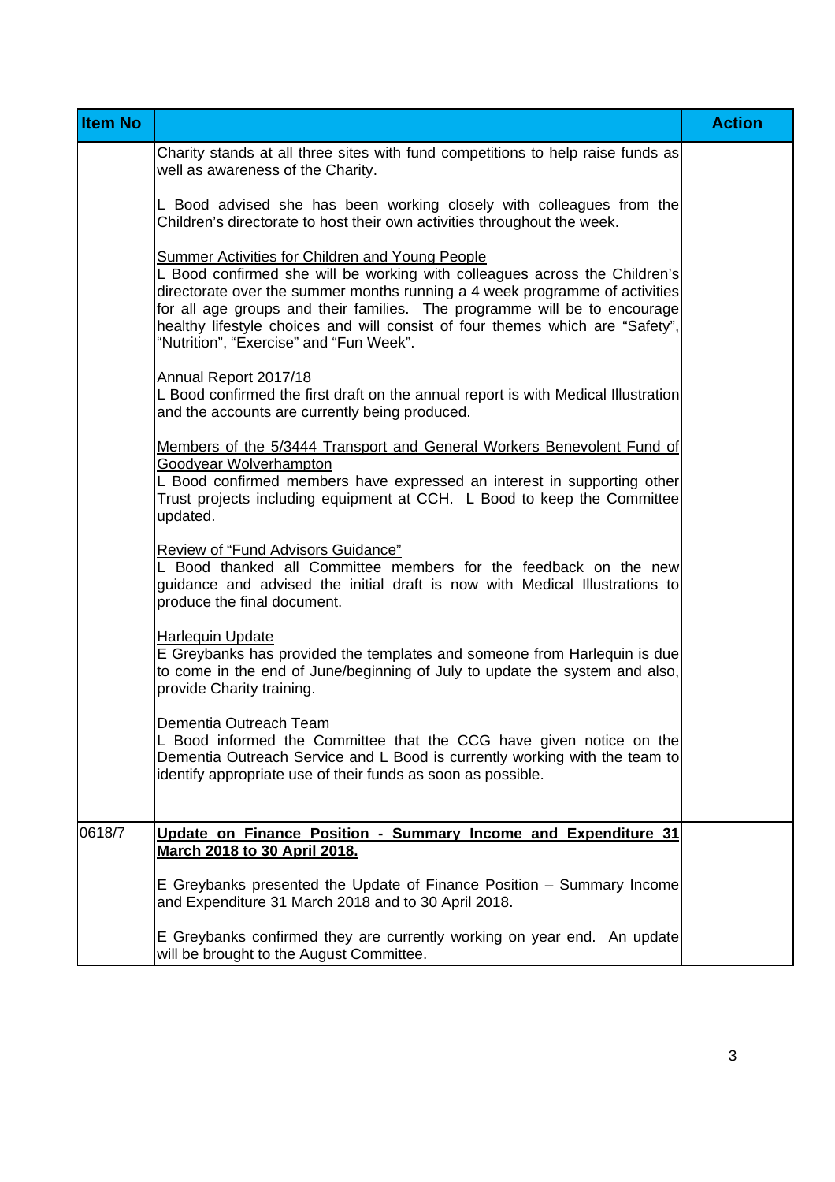| Item No | | Action |
|---|---|---|
| | Charity stands at all three sites with fund competitions to help raise funds as well as awareness of the Charity.<br><br>L Bood advised she has been working closely with colleagues from the Children's directorate to host their own activities throughout the week.<br><br><u>Summer Activities for Children and Young People</u><br>L Bood confirmed she will be working with colleagues across the Children's directorate over the summer months running a 4 week programme of activities for all age groups and their families. The programme will be to encourage healthy lifestyle choices and will consist of four themes which are "Safety", "Nutrition", "Exercise" and "Fun Week".<br><br><u>Annual Report 2017/18</u><br>L Bood confirmed the first draft on the annual report is with Medical Illustration and the accounts are currently being produced.<br><br><u>Members of the 5/3444 Transport and General Workers Benevolent Fund of Goodyear Wolverhampton</u><br>L Bood confirmed members have expressed an interest in supporting other Trust projects including equipment at CCH. L Bood to keep the Committee updated.<br><br><u>Review of "Fund Advisors Guidance"</u><br>L Bood thanked all Committee members for the feedback on the new guidance and advised the initial draft is now with Medical Illustrations to produce the final document.<br><br><u>Harlequin Update</u><br>E Greybanks has provided the templates and someone from Harlequin is due to come in the end of June/beginning of July to update the system and also, provide Charity training.<br><br><u>Dementia Outreach Team</u><br>L Bood informed the Committee that the CCG have given notice on the Dementia Outreach Service and L Bood is currently working with the team to identify appropriate use of their funds as soon as possible. | |
| 0618/7 | **<u>Update on Finance Position - Summary Income and Expenditure 31 March 2018 to 30 April 2018.</u>**<br><br>E Greybanks presented the Update of Finance Position – Summary Income and Expenditure 31 March 2018 and to 30 April 2018.<br><br>E Greybanks confirmed they are currently working on year end. An update will be brought to the August Committee. | |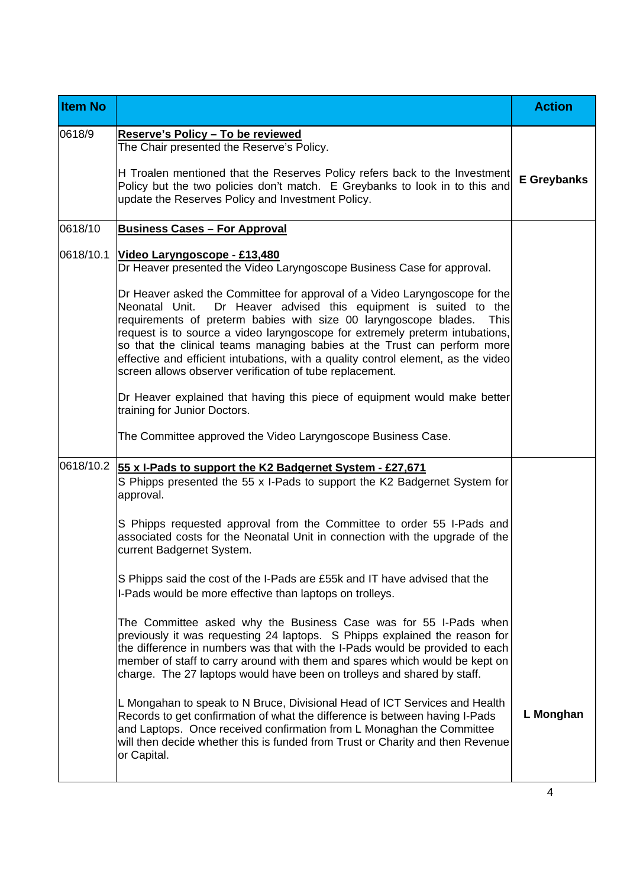| Item No | | Action |
|---|---|---|
| 0618/9 | **<u>Reserve's Policy – To be reviewed</u>**<br>The Chair presented the Reserve's Policy.<br><br>H Troalen mentioned that the Reserves Policy refers back to the Investment Policy but the two policies don't match. E Greybanks to look in to this and update the Reserves Policy and Investment Policy. | **E Greybanks** |
| 0618/10 | **<u>Business Cases – For Approval</u>** | |
| 0618/10.1 | **<u>Video Laryngoscope - £13,480</u>**<br>Dr Heaver presented the Video Laryngoscope Business Case for approval.<br><br>Dr Heaver asked the Committee for approval of a Video Laryngoscope for the Neonatal Unit. Dr Heaver advised this equipment is suited to the requirements of preterm babies with size 00 laryngoscope blades. This request is to source a video laryngoscope for extremely preterm intubations, so that the clinical teams managing babies at the Trust can perform more effective and efficient intubations, with a quality control element, as the video screen allows observer verification of tube replacement.<br><br>Dr Heaver explained that having this piece of equipment would make better training for Junior Doctors.<br><br>The Committee approved the Video Laryngoscope Business Case. | |
| 0618/10.2 | **<u>55 x I-Pads to support the K2 Badgernet System - £27,671</u>**<br>S Phipps presented the 55 x I-Pads to support the K2 Badgernet System for approval.<br><br>S Phipps requested approval from the Committee to order 55 I-Pads and associated costs for the Neonatal Unit in connection with the upgrade of the current Badgernet System.<br><br>S Phipps said the cost of the I-Pads are £55k and IT have advised that the I-Pads would be more effective than laptops on trolleys.<br><br>The Committee asked why the Business Case was for 55 I-Pads when previously it was requesting 24 laptops. S Phipps explained the reason for the difference in numbers was that with the I-Pads would be provided to each member of staff to carry around with them and spares which would be kept on charge. The 27 laptops would have been on trolleys and shared by staff.<br><br>L Mongahan to speak to N Bruce, Divisional Head of ICT Services and Health Records to get confirmation of what the difference is between having I-Pads and Laptops. Once received confirmation from L Monaghan the Committee will then decide whether this is funded from Trust or Charity and then Revenue or Capital. | **L Monghan** |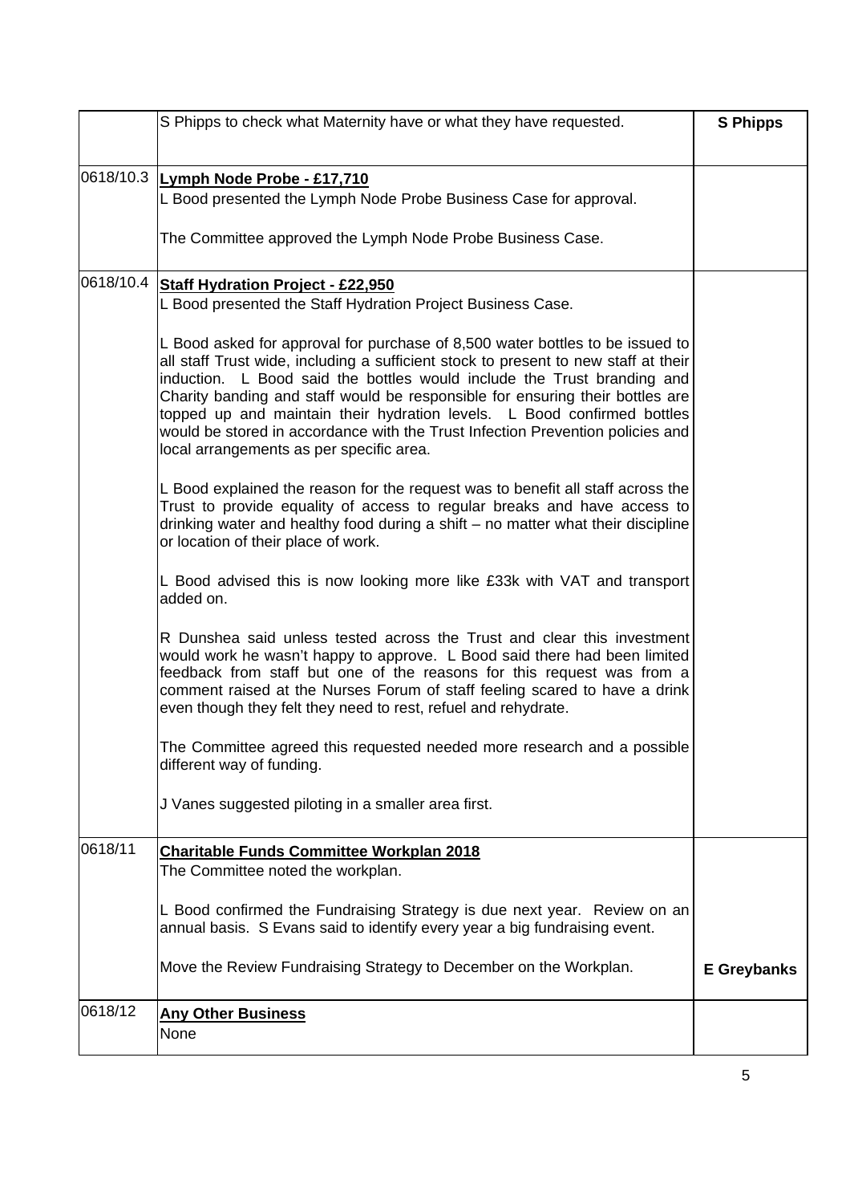| | | |
|---|---|---|
| | S Phipps to check what Maternity have or what they have requested. | **S Phipps** |
| 0618/10.3 | **<u>Lymph Node Probe - £17,710</u>**<br>L Bood presented the Lymph Node Probe Business Case for approval.<br><br>The Committee approved the Lymph Node Probe Business Case. | |
| 0618/10.4 | **<u>Staff Hydration Project - £22,950</u>**<br>L Bood presented the Staff Hydration Project Business Case.<br><br>L Bood asked for approval for purchase of 8,500 water bottles to be issued to all staff Trust wide, including a sufficient stock to present to new staff at their induction. L Bood said the bottles would include the Trust branding and Charity banding and staff would be responsible for ensuring their bottles are topped up and maintain their hydration levels. L Bood confirmed bottles would be stored in accordance with the Trust Infection Prevention policies and local arrangements as per specific area.<br><br>L Bood explained the reason for the request was to benefit all staff across the Trust to provide equality of access to regular breaks and have access to drinking water and healthy food during a shift – no matter what their discipline or location of their place of work.<br><br>L Bood advised this is now looking more like £33k with VAT and transport added on.<br><br>R Dunshea said unless tested across the Trust and clear this investment would work he wasn't happy to approve. L Bood said there had been limited feedback from staff but one of the reasons for this request was from a comment raised at the Nurses Forum of staff feeling scared to have a drink even though they felt they need to rest, refuel and rehydrate.<br><br>The Committee agreed this requested needed more research and a possible different way of funding.<br><br>J Vanes suggested piloting in a smaller area first. | |
| 0618/11 | **<u>Charitable Funds Committee Workplan 2018</u>**<br>The Committee noted the workplan.<br><br>L Bood confirmed the Fundraising Strategy is due next year. Review on an annual basis. S Evans said to identify every year a big fundraising event.<br><br>Move the Review Fundraising Strategy to December on the Workplan. | **E Greybanks** |
| 0618/12 | **<u>Any Other Business</u>**<br>None | |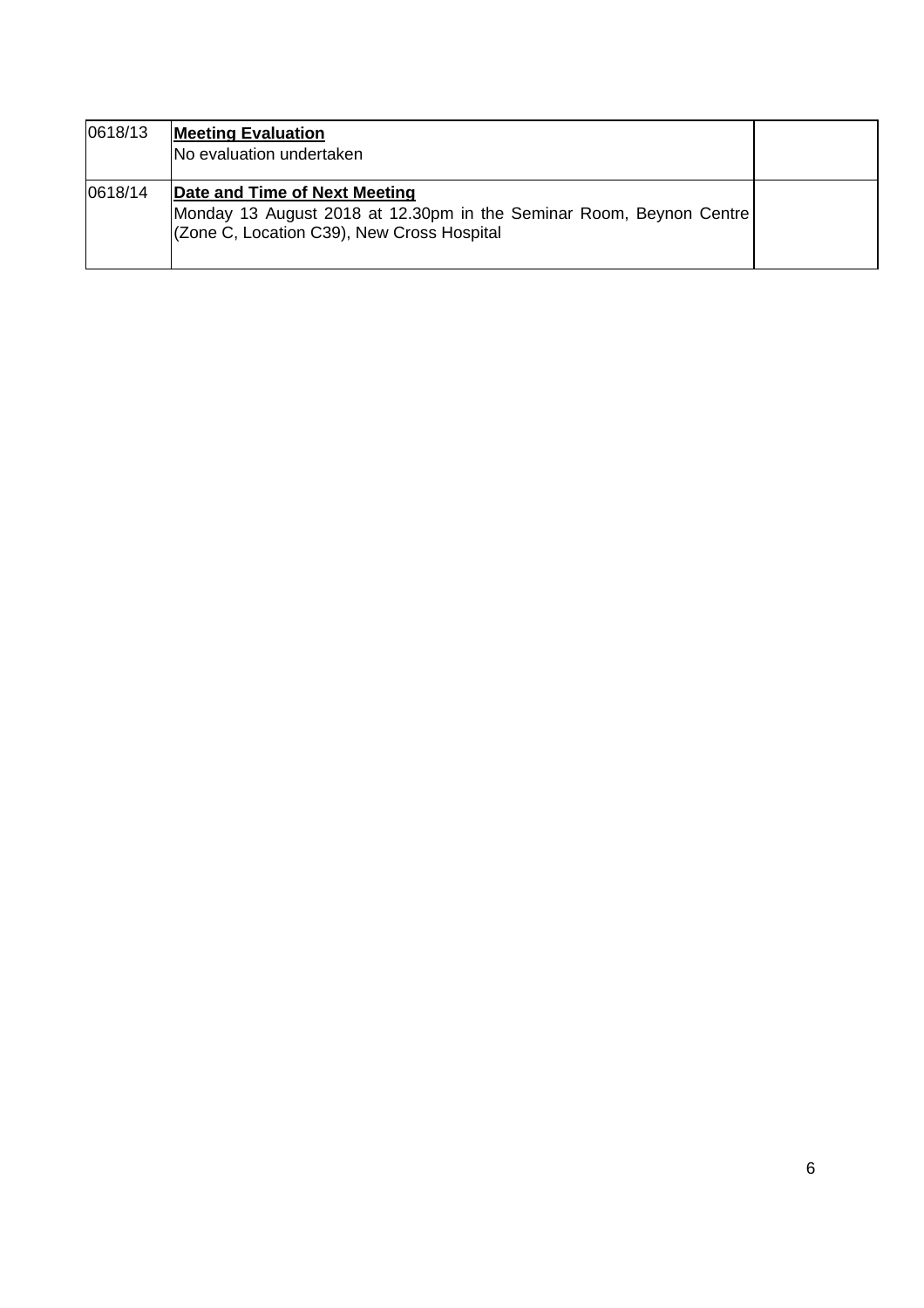| | | |
|---|---|---|
| 0618/13 | **Meeting Evaluation**<br>No evaluation undertaken | |
| 0618/14 | **Date and Time of Next Meeting**<br>Monday 13 August 2018 at 12.30pm in the Seminar Room, Beynon Centre (Zone C, Location C39), New Cross Hospital | |